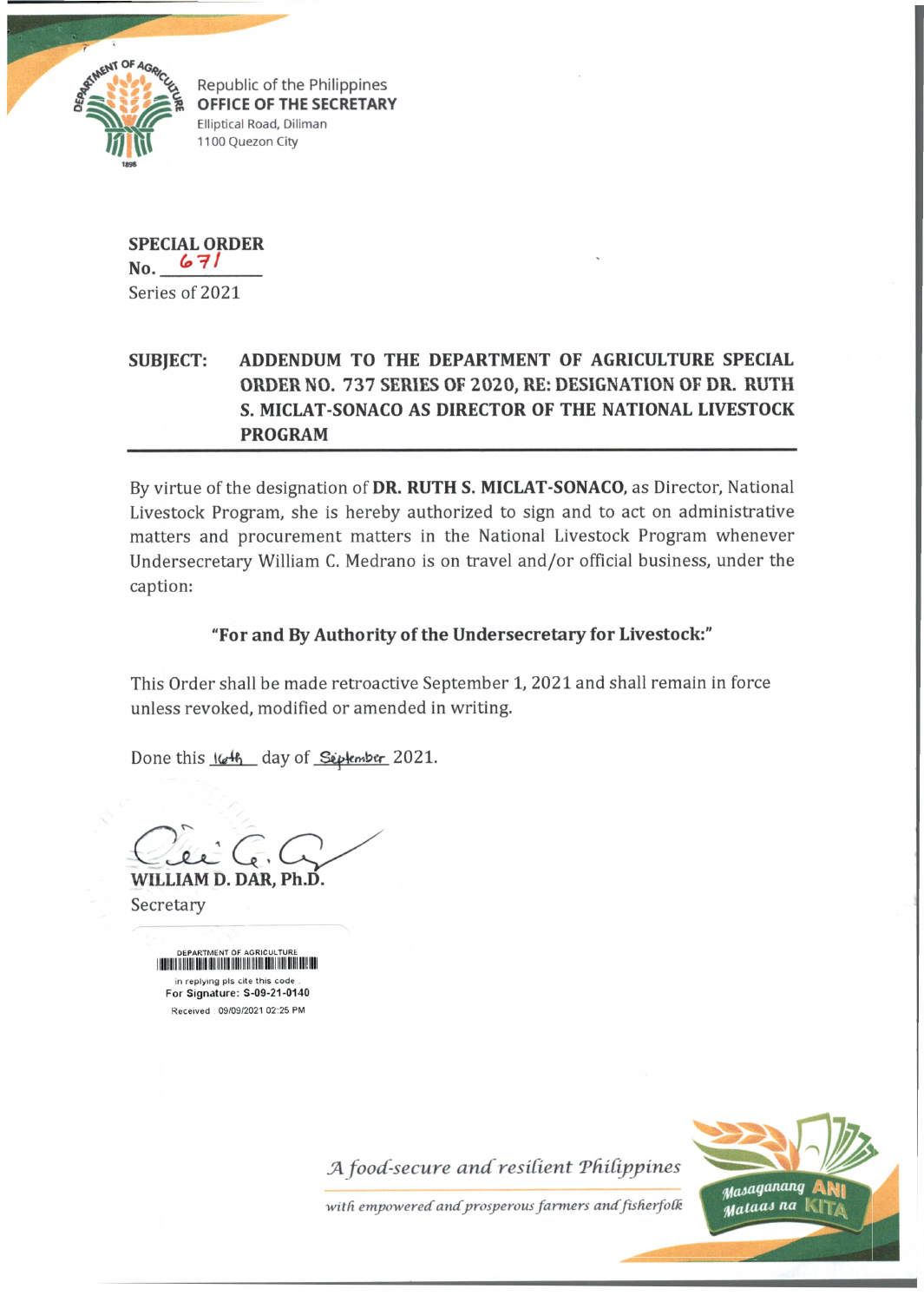Republic of the Philippines
**OFFICE OF THE SECRETARY**
Elliptical Road, Diliman
1100 Quezon City

**SPECIAL ORDER**
No. 671
Series of 2021

**SUBJECT: ADDENDUM TO THE DEPARTMENT OF AGRICULTURE SPECIAL ORDER NO. 737 SERIES OF 2020, RE: DESIGNATION OF DR. RUTH S. MICLAT-SONACO AS DIRECTOR OF THE NATIONAL LIVESTOCK PROGRAM**

---

By virtue of the designation of **DR. RUTH S. MICLAT-SONACO,** as Director, National Livestock Program, she is hereby authorized to sign and to act on administrative matters and procurement matters in the National Livestock Program whenever Undersecretary William C. Medrano is on travel and/or official business, under the caption:

**"For and By Authority of the Undersecretary for Livestock:"**

This Order shall be made retroactive September 1, 2021 and shall remain in force unless revoked, modified or amended in writing.

Done this 16th day of September 2021.

**WILLIAM D. DAR, Ph.D.**
Secretary

DEPARTMENT OF AGRICULTURE
in replying pls cite this code
For Signature: S-09-21-0140
Received : 09/09/2021 02:25 PM

*A food-secure and resilient Philippines*
*with empowered and prosperous farmers and fisherfolk*

Masaganang ANI Mataas na KITA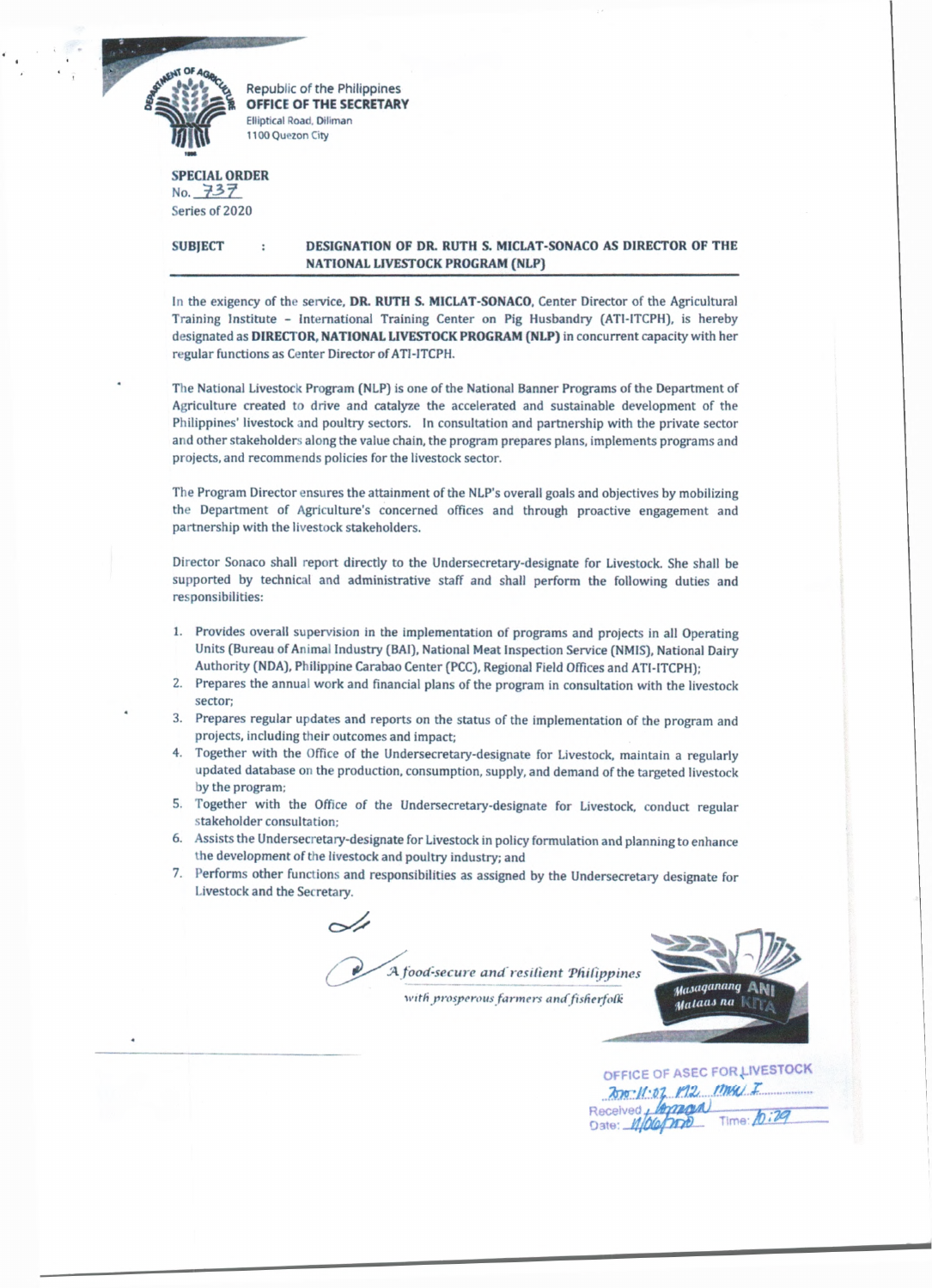Republic of the Philippines
**OFFICE OF THE SECRETARY**
Elliptical Road, Diliman
1100 Quezon City

**SPECIAL ORDER**
No. 737
Series of 2020

**SUBJECT : DESIGNATION OF DR. RUTH S. MICLAT-SONACO AS DIRECTOR OF THE NATIONAL LIVESTOCK PROGRAM (NLP)**

In the exigency of the service, **DR. RUTH S. MICLAT-SONACO**, Center Director of the Agricultural Training Institute – International Training Center on Pig Husbandry (ATI-ITCPH), is hereby designated as **DIRECTOR, NATIONAL LIVESTOCK PROGRAM (NLP)** in concurrent capacity with her regular functions as Center Director of ATI-ITCPH.

The National Livestock Program (NLP) is one of the National Banner Programs of the Department of Agriculture created to drive and catalyze the accelerated and sustainable development of the Philippines' livestock and poultry sectors. In consultation and partnership with the private sector and other stakeholders along the value chain, the program prepares plans, implements programs and projects, and recommends policies for the livestock sector.

The Program Director ensures the attainment of the NLP's overall goals and objectives by mobilizing the Department of Agriculture's concerned offices and through proactive engagement and partnership with the livestock stakeholders.

Director Sonaco shall report directly to the Undersecretary-designate for Livestock. She shall be supported by technical and administrative staff and shall perform the following duties and responsibilities:

1. Provides overall supervision in the implementation of programs and projects in all Operating Units (Bureau of Animal Industry (BAI), National Meat Inspection Service (NMIS), National Dairy Authority (NDA), Philippine Carabao Center (PCC), Regional Field Offices and ATI-ITCPH);
2. Prepares the annual work and financial plans of the program in consultation with the livestock sector;
3. Prepares regular updates and reports on the status of the implementation of the program and projects, including their outcomes and impact;
4. Together with the Office of the Undersecretary-designate for Livestock, maintain a regularly updated database on the production, consumption, supply, and demand of the targeted livestock by the program;
5. Together with the Office of the Undersecretary-designate for Livestock, conduct regular stakeholder consultation;
6. Assists the Undersecretary-designate for Livestock in policy formulation and planning to enhance the development of the livestock and poultry industry; and
7. Performs other functions and responsibilities as assigned by the Undersecretary designate for Livestock and the Secretary.

*A food-secure and resilient Philippines with prosperous farmers and fisherfolk*

Masaganang ANI Mataas na KITA

OFFICE OF ASEC FOR LIVESTOCK
2020-11-07 ... 
Received: 
Date: 11/06/2020 Time: 10:29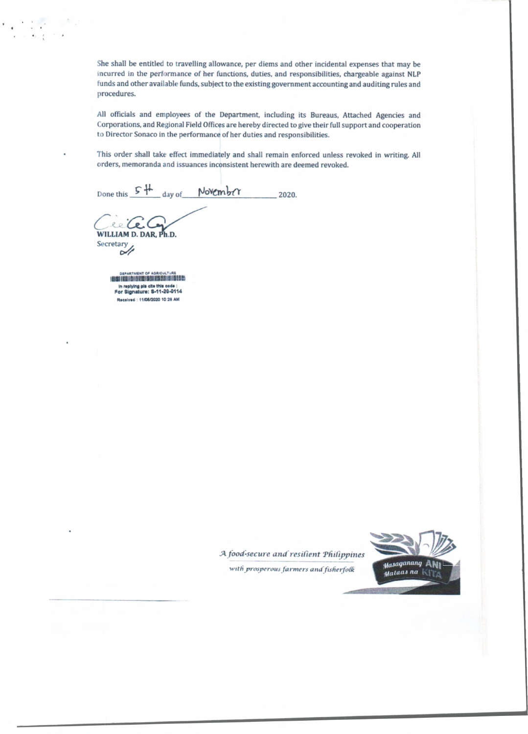She shall be entitled to travelling allowance, per diems and other incidental expenses that may be incurred in the performance of her functions, duties, and responsibilities, chargeable against NLP funds and other available funds, subject to the existing government accounting and auditing rules and procedures.

All officials and employees of the Department, including its Bureaus, Attached Agencies and Corporations, and Regional Field Offices are hereby directed to give their full support and cooperation to Director Sonaco in the performance of her duties and responsibilities.

This order shall take effect immediately and shall remain enforced unless revoked in writing. All orders, memoranda and issuances inconsistent herewith are deemed revoked.

Done this 5th day of November 2020.

**WILLIAM D. DAR, Ph.D.**
Secretary

DEPARTMENT OF AGRICULTURE
In replying pls cite this code :
For Signature: S-11-20-0114
Received : 11/05/2020 10:28 AM

*A food-secure and resilient Philippines with prosperous farmers and fisherfolk*

Masaganang ANI Mataas na KITA